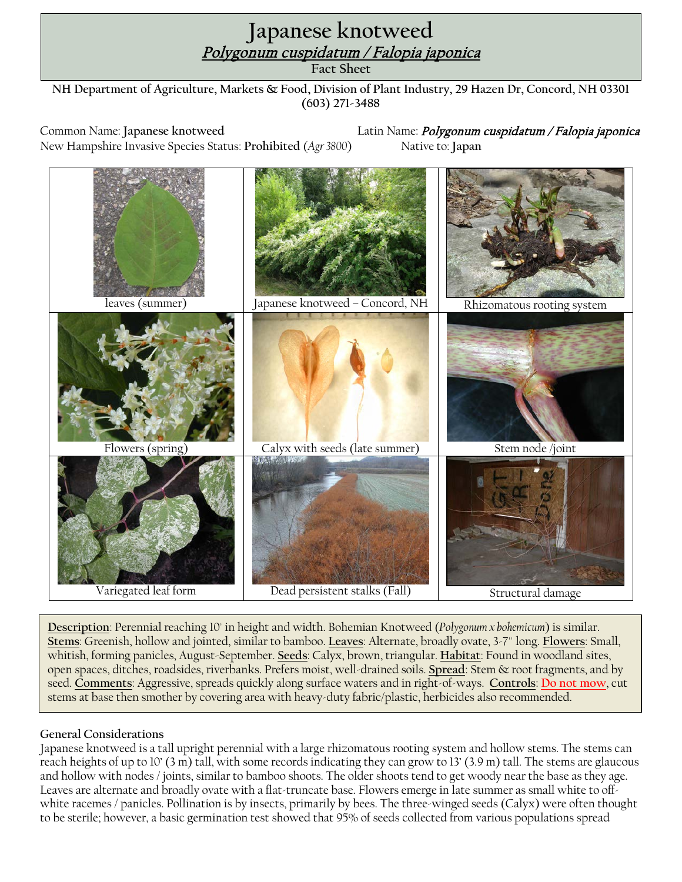# Japanese knotweed

## *Polygonum cuspidatum / Falopia japonica*

Fact Sheet

**NH Department of Agriculture, Markets & Food, Division of Plant Industry, 29 Hazen Dr, Concord, NH 03301 (603) 271-3488**

Common Name: **Japanese knotweed** Latin Name: ***Polygonum cuspidatum / Falopia japonica***
New Hampshire Invasive Species Status: **Prohibited** (*Agr 3800*) Native to: **Japan**

leaves (summer)

Japanese knotweed – Concord, NH

Rhizomatous rooting system

Flowers (spring)

Calyx with seeds (late summer)

Stem node /joint

Variegated leaf form

Dead persistent stalks (Fall)

Structural damage

**Description**: Perennial reaching 10' in height and width. Bohemian Knotweed (*Polygonum x bohemicum*) is similar. **Stems**: Greenish, hollow and jointed, similar to bamboo. **Leaves**: Alternate, broadly ovate, 3-7" long. **Flowers**: Small, whitish, forming panicles, August-September. **Seeds**: Calyx, brown, triangular. **Habitat**: Found in woodland sites, open spaces, ditches, roadsides, riverbanks. Prefers moist, well-drained soils. **Spread**: Stem & root fragments, and by seed. **Comments**: Aggressive, spreads quickly along surface waters and in right-of-ways. **Controls**: Do not mow, cut stems at base then smother by covering area with heavy-duty fabric/plastic, herbicides also recommended.

### General Considerations

Japanese knotweed is a tall upright perennial with a large rhizomatous rooting system and hollow stems. The stems can reach heights of up to 10' (3 m) tall, with some records indicating they can grow to 13' (3.9 m) tall. The stems are glaucous and hollow with nodes / joints, similar to bamboo shoots. The older shoots tend to get woody near the base as they age. Leaves are alternate and broadly ovate with a flat-truncate base. Flowers emerge in late summer as small white to off-white racemes / panicles. Pollination is by insects, primarily by bees. The three-winged seeds (Calyx) were often thought to be sterile; however, a basic germination test showed that 95% of seeds collected from various populations spread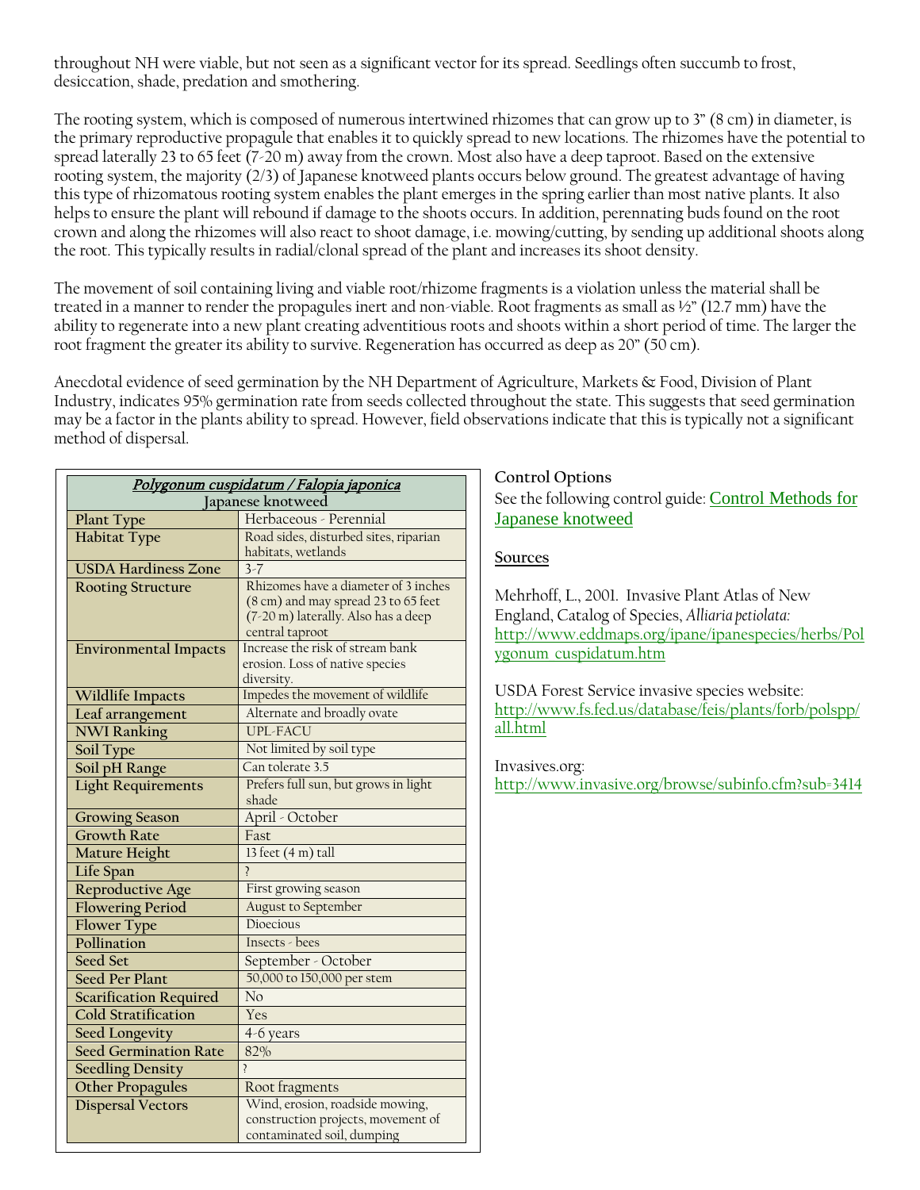throughout NH were viable, but not seen as a significant vector for its spread. Seedlings often succumb to frost, desiccation, shade, predation and smothering.

The rooting system, which is composed of numerous intertwined rhizomes that can grow up to 3" (8 cm) in diameter, is the primary reproductive propagule that enables it to quickly spread to new locations. The rhizomes have the potential to spread laterally 23 to 65 feet (7-20 m) away from the crown. Most also have a deep taproot. Based on the extensive rooting system, the majority (2/3) of Japanese knotweed plants occurs below ground. The greatest advantage of having this type of rhizomatous rooting system enables the plant emerges in the spring earlier than most native plants. It also helps to ensure the plant will rebound if damage to the shoots occurs. In addition, perennating buds found on the root crown and along the rhizomes will also react to shoot damage, i.e. mowing/cutting, by sending up additional shoots along the root. This typically results in radial/clonal spread of the plant and increases its shoot density.

The movement of soil containing living and viable root/rhizome fragments is a violation unless the material shall be treated in a manner to render the propagules inert and non-viable. Root fragments as small as ½" (12.7 mm) have the ability to regenerate into a new plant creating adventitious roots and shoots within a short period of time. The larger the root fragment the greater its ability to survive. Regeneration has occurred as deep as 20" (50 cm).

Anecdotal evidence of seed germination by the NH Department of Agriculture, Markets & Food, Division of Plant Industry, indicates 95% germination rate from seeds collected throughout the state. This suggests that seed germination may be a factor in the plants ability to spread. However, field observations indicate that this is typically not a significant method of dispersal.

| *Polygonum cuspidatum / Falopia japonica* Japanese knotweed | |
|---|---|
| **Plant Type** | Herbaceous - Perennial |
| **Habitat Type** | Road sides, disturbed sites, riparian habitats, wetlands |
| **USDA Hardiness Zone** | 3-7 |
| **Rooting Structure** | Rhizomes have a diameter of 3 inches (8 cm) and may spread 23 to 65 feet (7-20 m) laterally. Also has a deep central taproot |
| **Environmental Impacts** | Increase the risk of stream bank erosion. Loss of native species diversity. |
| **Wildlife Impacts** | Impedes the movement of wildlife |
| **Leaf arrangement** | Alternate and broadly ovate |
| **NWI Ranking** | UPL-FACU |
| **Soil Type** | Not limited by soil type |
| **Soil pH Range** | Can tolerate 3.5 |
| **Light Requirements** | Prefers full sun, but grows in light shade |
| **Growing Season** | April - October |
| **Growth Rate** | Fast |
| **Mature Height** | 13 feet (4 m) tall |
| **Life Span** | ? |
| **Reproductive Age** | First growing season |
| **Flowering Period** | August to September |
| **Flower Type** | Dioecious |
| **Pollination** | Insects - bees |
| **Seed Set** | September - October |
| **Seed Per Plant** | 50,000 to 150,000 per stem |
| **Scarification Required** | No |
| **Cold Stratification** | Yes |
| **Seed Longevity** | 4-6 years |
| **Seed Germination Rate** | 82% |
| **Seedling Density** | ? |
| **Other Propagules** | Root fragments |
| **Dispersal Vectors** | Wind, erosion, roadside mowing, construction projects, movement of contaminated soil, dumping |

**Control Options**

See the following control guide: Control Methods for Japanese knotweed

**Sources**

Mehrhoff, L., 2001. Invasive Plant Atlas of New England, Catalog of Species, *Alliaria petiolata:* http://www.eddmaps.org/ipane/ipanespecies/herbs/Polygonum_cuspidatum.htm

USDA Forest Service invasive species website: http://www.fs.fed.us/database/feis/plants/forb/polspp/all.html

Invasives.org: http://www.invasive.org/browse/subinfo.cfm?sub=3414